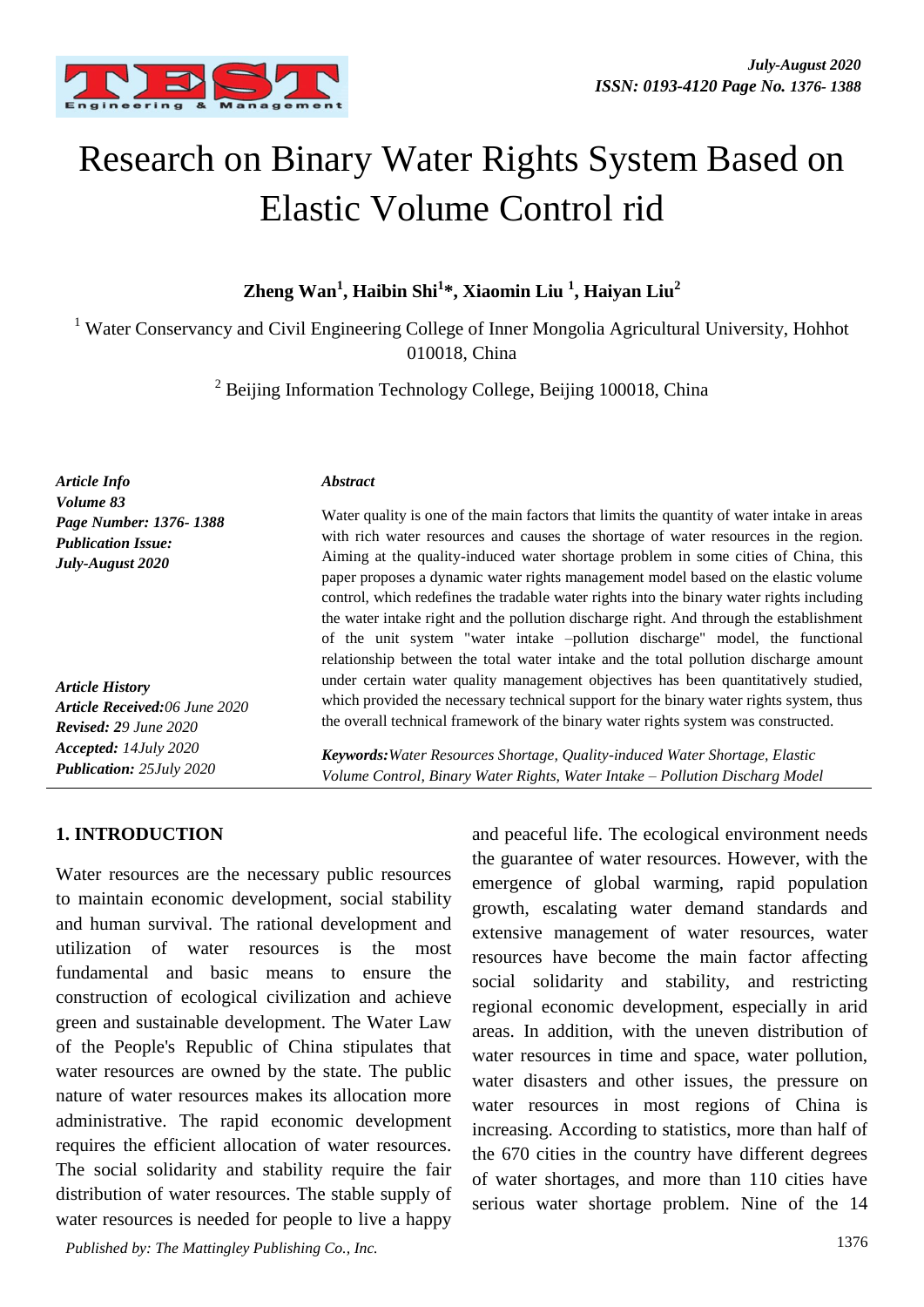# Research on Binary Water Rights System Based on Elastic Volume Control rid

**Zheng Wan[1], Haibin Shi[1]*, Xiaomin Liu [1], Haiyan Liu[2]**

[1] Water Conservancy and Civil Engineering College of Inner Mongolia Agricultural University, Hohhot 010018, China

[2] Beijing Information Technology College, Beijing 100018, China

*Article Info*
*Volume 83*
*Page Number: 1376- 1388*
*Publication Issue:*
*July-August 2020*

*Article History*
*Article Received: 06 June 2020*
*Revised: 29 June 2020*
*Accepted: 14July 2020*
*Publication: 25July 2020*

***Abstract***

Water quality is one of the main factors that limits the quantity of water intake in areas with rich water resources and causes the shortage of water resources in the region. Aiming at the quality-induced water shortage problem in some cities of China, this paper proposes a dynamic water rights management model based on the elastic volume control, which redefines the tradable water rights into the binary water rights including the water intake right and the pollution discharge right. And through the establishment of the unit system "water intake –pollution discharge" model, the functional relationship between the total water intake and the total pollution discharge amount under certain water quality management objectives has been quantitatively studied, which provided the necessary technical support for the binary water rights system, thus the overall technical framework of the binary water rights system was constructed.

***Keywords:*** *Water Resources Shortage, Quality-induced Water Shortage, Elastic Volume Control, Binary Water Rights, Water Intake – Pollution Discharg Model*

## 1. INTRODUCTION

Water resources are the necessary public resources to maintain economic development, social stability and human survival. The rational development and utilization of water resources is the most fundamental and basic means to ensure the construction of ecological civilization and achieve green and sustainable development. The Water Law of the People's Republic of China stipulates that water resources are owned by the state. The public nature of water resources makes its allocation more administrative. The rapid economic development requires the efficient allocation of water resources. The social solidarity and stability require the fair distribution of water resources. The stable supply of water resources is needed for people to live a happy and peaceful life. The ecological environment needs the guarantee of water resources. However, with the emergence of global warming, rapid population growth, escalating water demand standards and extensive management of water resources, water resources have become the main factor affecting social solidarity and stability, and restricting regional economic development, especially in arid areas. In addition, with the uneven distribution of water resources in time and space, water pollution, water disasters and other issues, the pressure on water resources in most regions of China is increasing. According to statistics, more than half of the 670 cities in the country have different degrees of water shortages, and more than 110 cities have serious water shortage problem. Nine of the 14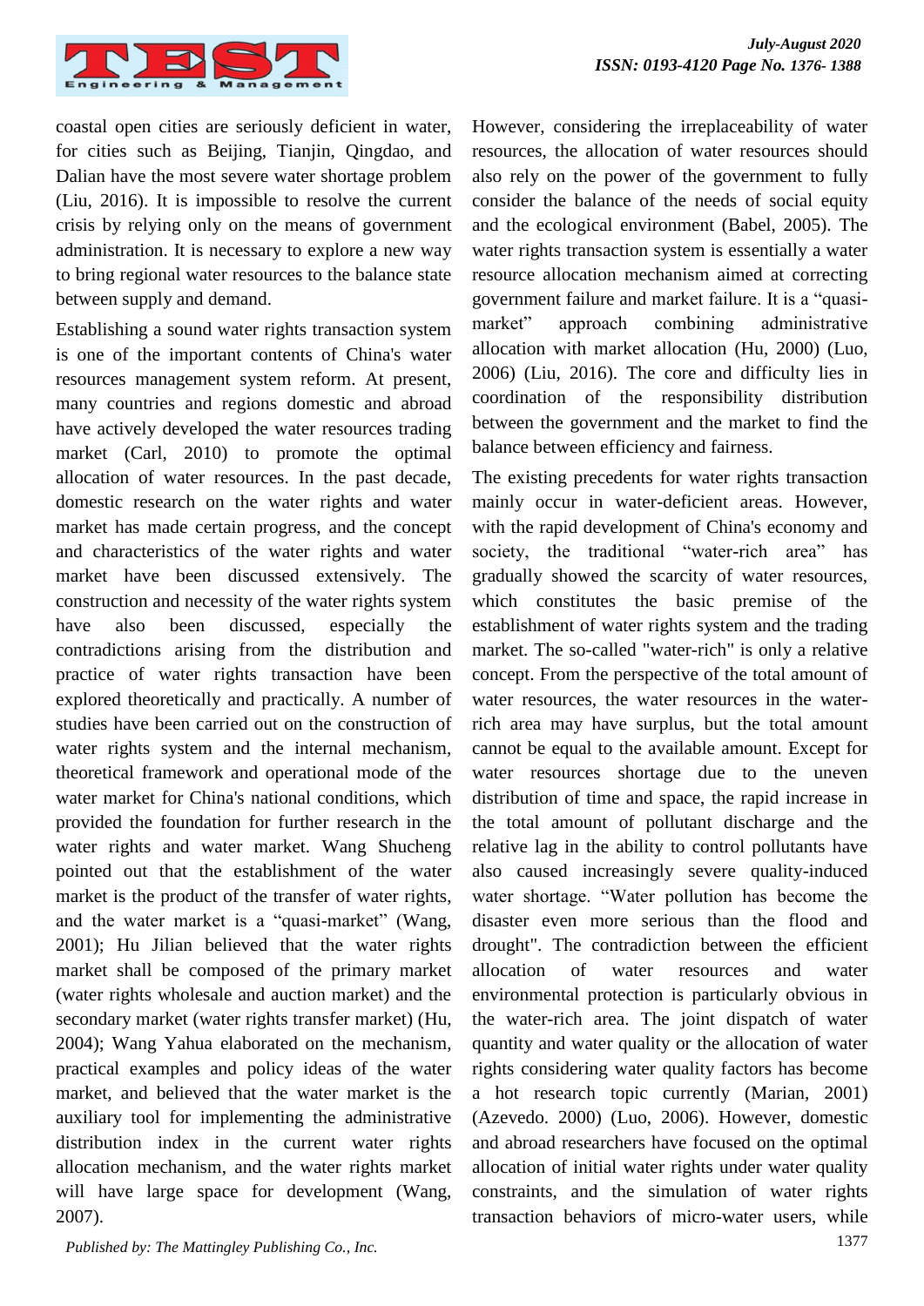coastal open cities are seriously deficient in water, for cities such as Beijing, Tianjin, Qingdao, and Dalian have the most severe water shortage problem (Liu, 2016). It is impossible to resolve the current crisis by relying only on the means of government administration. It is necessary to explore a new way to bring regional water resources to the balance state between supply and demand.

Establishing a sound water rights transaction system is one of the important contents of China's water resources management system reform. At present, many countries and regions domestic and abroad have actively developed the water resources trading market (Carl, 2010) to promote the optimal allocation of water resources. In the past decade, domestic research on the water rights and water market has made certain progress, and the concept and characteristics of the water rights and water market have been discussed extensively. The construction and necessity of the water rights system have also been discussed, especially the contradictions arising from the distribution and practice of water rights transaction have been explored theoretically and practically. A number of studies have been carried out on the construction of water rights system and the internal mechanism, theoretical framework and operational mode of the water market for China's national conditions, which provided the foundation for further research in the water rights and water market. Wang Shucheng pointed out that the establishment of the water market is the product of the transfer of water rights, and the water market is a "quasi-market" (Wang, 2001); Hu Jilian believed that the water rights market shall be composed of the primary market (water rights wholesale and auction market) and the secondary market (water rights transfer market) (Hu, 2004); Wang Yahua elaborated on the mechanism, practical examples and policy ideas of the water market, and believed that the water market is the auxiliary tool for implementing the administrative distribution index in the current water rights allocation mechanism, and the water rights market will have large space for development (Wang, 2007).

However, considering the irreplaceability of water resources, the allocation of water resources should also rely on the power of the government to fully consider the balance of the needs of social equity and the ecological environment (Babel, 2005). The water rights transaction system is essentially a water resource allocation mechanism aimed at correcting government failure and market failure. It is a "quasi-market" approach combining administrative allocation with market allocation (Hu, 2000) (Luo, 2006) (Liu, 2016). The core and difficulty lies in coordination of the responsibility distribution between the government and the market to find the balance between efficiency and fairness.

The existing precedents for water rights transaction mainly occur in water-deficient areas. However, with the rapid development of China's economy and society, the traditional "water-rich area" has gradually showed the scarcity of water resources, which constitutes the basic premise of the establishment of water rights system and the trading market. The so-called "water-rich" is only a relative concept. From the perspective of the total amount of water resources, the water resources in the water-rich area may have surplus, but the total amount cannot be equal to the available amount. Except for water resources shortage due to the uneven distribution of time and space, the rapid increase in the total amount of pollutant discharge and the relative lag in the ability to control pollutants have also caused increasingly severe quality-induced water shortage. "Water pollution has become the disaster even more serious than the flood and drought". The contradiction between the efficient allocation of water resources and water environmental protection is particularly obvious in the water-rich area. The joint dispatch of water quantity and water quality or the allocation of water rights considering water quality factors has become a hot research topic currently (Marian, 2001) (Azevedo. 2000) (Luo, 2006). However, domestic and abroad researchers have focused on the optimal allocation of initial water rights under water quality constraints, and the simulation of water rights transaction behaviors of micro-water users, while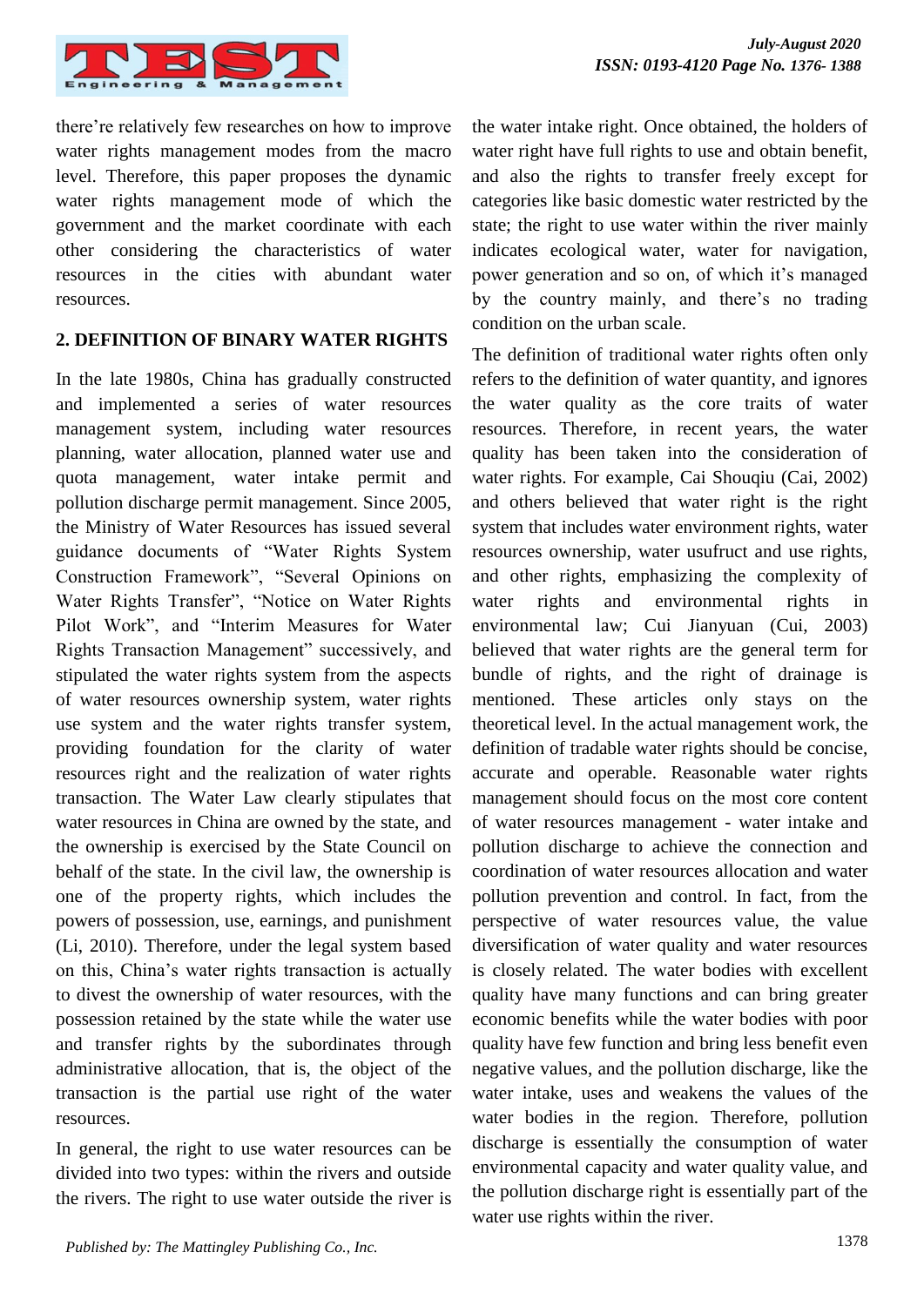there're relatively few researches on how to improve water rights management modes from the macro level. Therefore, this paper proposes the dynamic water rights management mode of which the government and the market coordinate with each other considering the characteristics of water resources in the cities with abundant water resources.

## 2. DEFINITION OF BINARY WATER RIGHTS

In the late 1980s, China has gradually constructed and implemented a series of water resources management system, including water resources planning, water allocation, planned water use and quota management, water intake permit and pollution discharge permit management. Since 2005, the Ministry of Water Resources has issued several guidance documents of "Water Rights System Construction Framework", "Several Opinions on Water Rights Transfer", "Notice on Water Rights Pilot Work", and "Interim Measures for Water Rights Transaction Management" successively, and stipulated the water rights system from the aspects of water resources ownership system, water rights use system and the water rights transfer system, providing foundation for the clarity of water resources right and the realization of water rights transaction. The Water Law clearly stipulates that water resources in China are owned by the state, and the ownership is exercised by the State Council on behalf of the state. In the civil law, the ownership is one of the property rights, which includes the powers of possession, use, earnings, and punishment (Li, 2010). Therefore, under the legal system based on this, China's water rights transaction is actually to divest the ownership of water resources, with the possession retained by the state while the water use and transfer rights by the subordinates through administrative allocation, that is, the object of the transaction is the partial use right of the water resources.

In general, the right to use water resources can be divided into two types: within the rivers and outside the rivers. The right to use water outside the river is the water intake right. Once obtained, the holders of water right have full rights to use and obtain benefit, and also the rights to transfer freely except for categories like basic domestic water restricted by the state; the right to use water within the river mainly indicates ecological water, water for navigation, power generation and so on, of which it's managed by the country mainly, and there's no trading condition on the urban scale.

The definition of traditional water rights often only refers to the definition of water quantity, and ignores the water quality as the core traits of water resources. Therefore, in recent years, the water quality has been taken into the consideration of water rights. For example, Cai Shouqiu (Cai, 2002) and others believed that water right is the right system that includes water environment rights, water resources ownership, water usufruct and use rights, and other rights, emphasizing the complexity of water rights and environmental rights in environmental law; Cui Jianyuan (Cui, 2003) believed that water rights are the general term for bundle of rights, and the right of drainage is mentioned. These articles only stays on the theoretical level. In the actual management work, the definition of tradable water rights should be concise, accurate and operable. Reasonable water rights management should focus on the most core content of water resources management - water intake and pollution discharge to achieve the connection and coordination of water resources allocation and water pollution prevention and control. In fact, from the perspective of water resources value, the value diversification of water quality and water resources is closely related. The water bodies with excellent quality have many functions and can bring greater economic benefits while the water bodies with poor quality have few function and bring less benefit even negative values, and the pollution discharge, like the water intake, uses and weakens the values of the water bodies in the region. Therefore, pollution discharge is essentially the consumption of water environmental capacity and water quality value, and the pollution discharge right is essentially part of the water use rights within the river.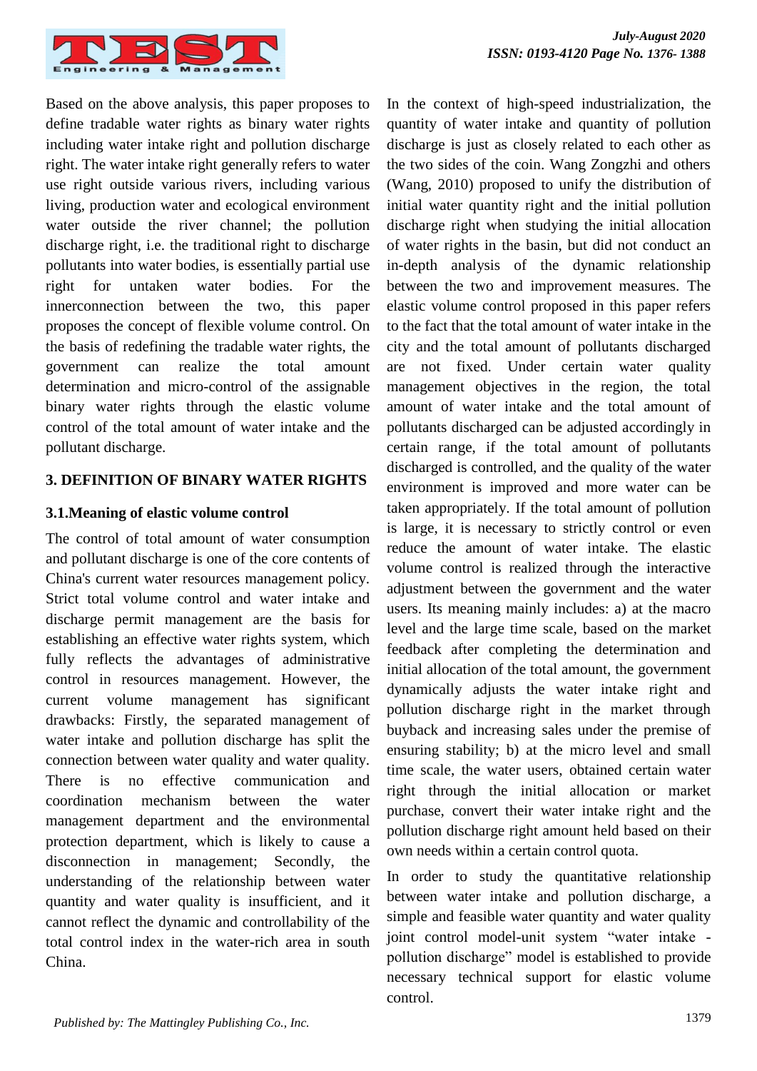Based on the above analysis, this paper proposes to define tradable water rights as binary water rights including water intake right and pollution discharge right. The water intake right generally refers to water use right outside various rivers, including various living, production water and ecological environment water outside the river channel; the pollution discharge right, i.e. the traditional right to discharge pollutants into water bodies, is essentially partial use right for untaken water bodies. For the innerconnection between the two, this paper proposes the concept of flexible volume control. On the basis of redefining the tradable water rights, the government can realize the total amount determination and micro-control of the assignable binary water rights through the elastic volume control of the total amount of water intake and the pollutant discharge.

## 3. DEFINITION OF BINARY WATER RIGHTS

### 3.1.Meaning of elastic volume control

The control of total amount of water consumption and pollutant discharge is one of the core contents of China's current water resources management policy. Strict total volume control and water intake and discharge permit management are the basis for establishing an effective water rights system, which fully reflects the advantages of administrative control in resources management. However, the current volume management has significant drawbacks: Firstly, the separated management of water intake and pollution discharge has split the connection between water quality and water quality. There is no effective communication and coordination mechanism between the water management department and the environmental protection department, which is likely to cause a disconnection in management; Secondly, the understanding of the relationship between water quantity and water quality is insufficient, and it cannot reflect the dynamic and controllability of the total control index in the water-rich area in south China.

In the context of high-speed industrialization, the quantity of water intake and quantity of pollution discharge is just as closely related to each other as the two sides of the coin. Wang Zongzhi and others (Wang, 2010) proposed to unify the distribution of initial water quantity right and the initial pollution discharge right when studying the initial allocation of water rights in the basin, but did not conduct an in-depth analysis of the dynamic relationship between the two and improvement measures. The elastic volume control proposed in this paper refers to the fact that the total amount of water intake in the city and the total amount of pollutants discharged are not fixed. Under certain water quality management objectives in the region, the total amount of water intake and the total amount of pollutants discharged can be adjusted accordingly in certain range, if the total amount of pollutants discharged is controlled, and the quality of the water environment is improved and more water can be taken appropriately. If the total amount of pollution is large, it is necessary to strictly control or even reduce the amount of water intake. The elastic volume control is realized through the interactive adjustment between the government and the water users. Its meaning mainly includes: a) at the macro level and the large time scale, based on the market feedback after completing the determination and initial allocation of the total amount, the government dynamically adjusts the water intake right and pollution discharge right in the market through buyback and increasing sales under the premise of ensuring stability; b) at the micro level and small time scale, the water users, obtained certain water right through the initial allocation or market purchase, convert their water intake right and the pollution discharge right amount held based on their own needs within a certain control quota.

In order to study the quantitative relationship between water intake and pollution discharge, a simple and feasible water quantity and water quality joint control model-unit system "water intake - pollution discharge" model is established to provide necessary technical support for elastic volume control.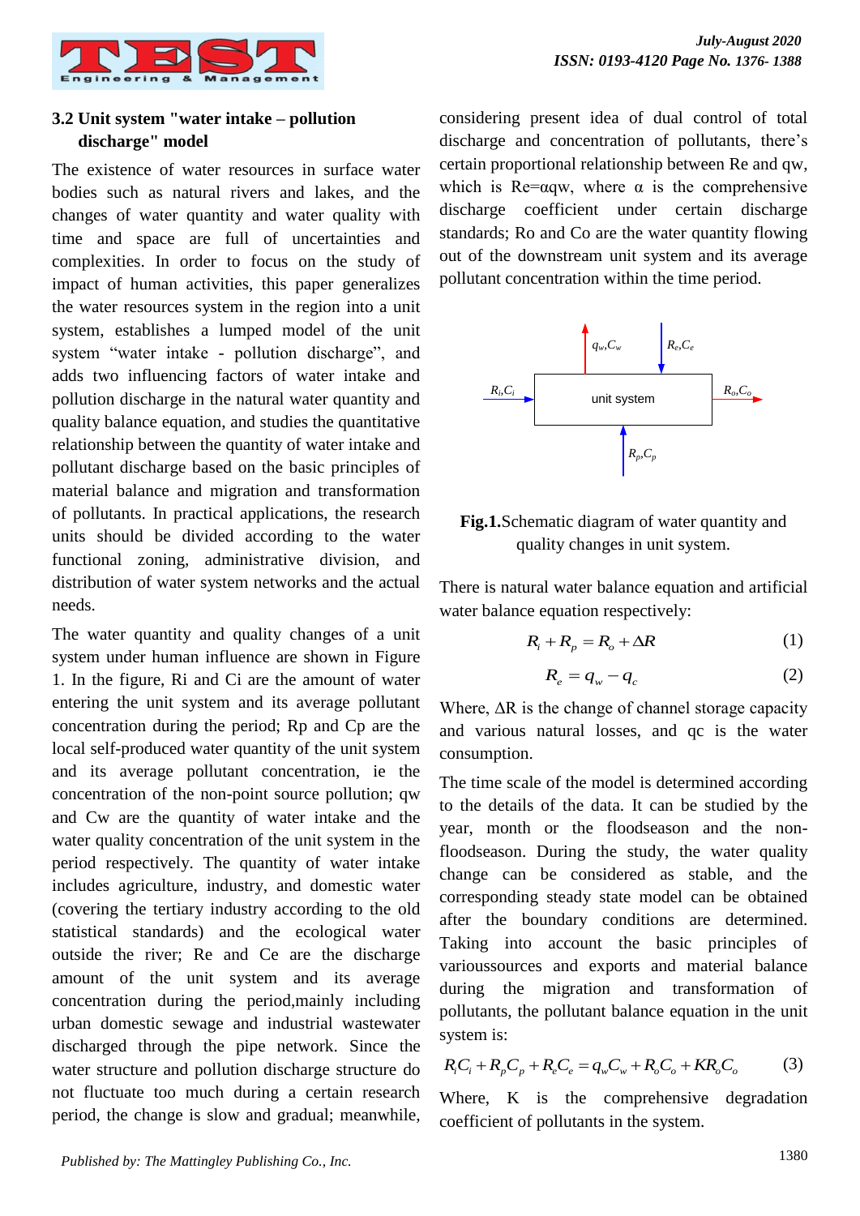### 3.2 Unit system "water intake – pollution discharge" model

The existence of water resources in surface water bodies such as natural rivers and lakes, and the changes of water quantity and water quality with time and space are full of uncertainties and complexities. In order to focus on the study of impact of human activities, this paper generalizes the water resources system in the region into a unit system, establishes a lumped model of the unit system "water intake - pollution discharge", and adds two influencing factors of water intake and pollution discharge in the natural water quantity and quality balance equation, and studies the quantitative relationship between the quantity of water intake and pollutant discharge based on the basic principles of material balance and migration and transformation of pollutants. In practical applications, the research units should be divided according to the water functional zoning, administrative division, and distribution of water system networks and the actual needs.

The water quantity and quality changes of a unit system under human influence are shown in Figure 1. In the figure, Ri and Ci are the amount of water entering the unit system and its average pollutant concentration during the period; Rp and Cp are the local self-produced water quantity of the unit system and its average pollutant concentration, ie the concentration of the non-point source pollution; qw and Cw are the quantity of water intake and the water quality concentration of the unit system in the period respectively. The quantity of water intake includes agriculture, industry, and domestic water (covering the tertiary industry according to the old statistical standards) and the ecological water outside the river; Re and Ce are the discharge amount of the unit system and its average concentration during the period,mainly including urban domestic sewage and industrial wastewater discharged through the pipe network. Since the water structure and pollution discharge structure do not fluctuate too much during a certain research period, the change is slow and gradual; meanwhile, considering present idea of dual control of total discharge and concentration of pollutants, there's certain proportional relationship between Re and qw, which is Re=αqw, where α is the comprehensive discharge coefficient under certain discharge standards; Ro and Co are the water quantity flowing out of the downstream unit system and its average pollutant concentration within the time period.

**Fig.1.**Schematic diagram of water quantity and quality changes in unit system.

There is natural water balance equation and artificial water balance equation respectively:

$$R_i + R_p = R_o + \Delta R \tag{1}$$

$$R_e = q_w - q_c \tag{2}$$

Where, ΔR is the change of channel storage capacity and various natural losses, and qc is the water consumption.

The time scale of the model is determined according to the details of the data. It can be studied by the year, month or the floodseason and the non-floodseason. During the study, the water quality change can be considered as stable, and the corresponding steady state model can be obtained after the boundary conditions are determined. Taking into account the basic principles of varioussources and exports and material balance during the migration and transformation of pollutants, the pollutant balance equation in the unit system is:

$$R_i C_i + R_p C_p + R_e C_e = q_w C_w + R_o C_o + K R_o C_o \tag{3}$$

Where, K is the comprehensive degradation coefficient of pollutants in the system.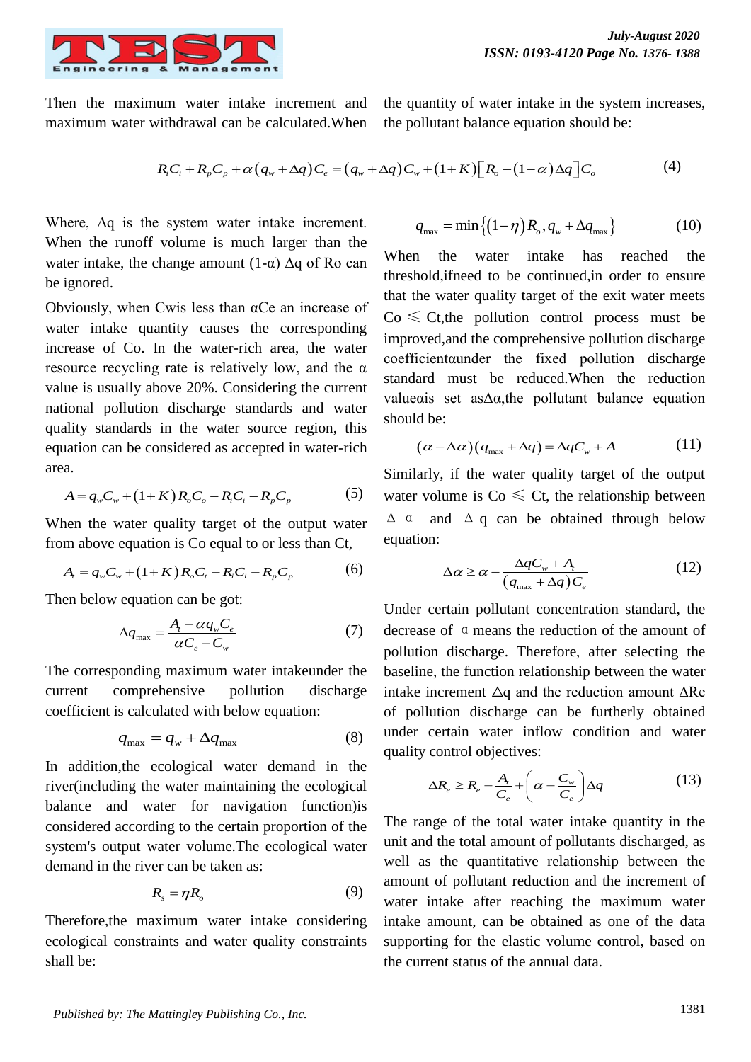Then the maximum water intake increment and maximum water withdrawal can be calculated.When the quantity of water intake in the system increases, the pollutant balance equation should be:

$$R_i C_i + R_p C_p + \alpha(q_w + \Delta q)C_e = (q_w + \Delta q)C_w + (1+K)\left[R_o - (1-\alpha)\Delta q\right]C_o \quad (4)$$

Where, Δq is the system water intake increment. When the runoff volume is much larger than the water intake, the change amount (1-α) Δq of Ro can be ignored.

Obviously, when Cwis less than αCe an increase of water intake quantity causes the corresponding increase of Co. In the water-rich area, the water resource recycling rate is relatively low, and the α value is usually above 20%. Considering the current national pollution discharge standards and water quality standards in the water source region, this equation can be considered as accepted in water-rich area.

$$A = q_w C_w + (1+K)R_o C_o - R_i C_i - R_p C_p \quad (5)$$

When the water quality target of the output water from above equation is Co equal to or less than Ct,

$$A_t = q_w C_w + (1+K)R_o C_t - R_i C_i - R_p C_p \quad (6)$$

Then below equation can be got:

$$\Delta q_{\max} = \frac{A_t - \alpha q_w C_e}{\alpha C_e - C_w} \quad (7)$$

The corresponding maximum water intakeunder the current comprehensive pollution discharge coefficient is calculated with below equation:

$$q_{\max} = q_w + \Delta q_{\max} \quad (8)$$

In addition,the ecological water demand in the river(including the water maintaining the ecological balance and water for navigation function)is considered according to the certain proportion of the system's output water volume.The ecological water demand in the river can be taken as:

$$R_s = \eta R_o \quad (9)$$

Therefore,the maximum water intake considering ecological constraints and water quality constraints shall be:

$$q_{\max} = \min\left\{(1-\eta)R_o, q_w + \Delta q_{\max}\right\} \quad (10)$$

When the water intake has reached the threshold,ifneed to be continued,in order to ensure that the water quality target of the exit water meets Co ≤ Ct,the pollution control process must be improved,and the comprehensive pollution discharge coefficientαunder the fixed pollution discharge standard must be reduced.When the reduction valueαis set asΔα,the pollutant balance equation should be:

$$(\alpha - \Delta\alpha)(q_{\max} + \Delta q) = \Delta q C_w + A \quad (11)$$

Similarly, if the water quality target of the output water volume is Co ≤ Ct, the relationship between Δα and Δq can be obtained through below equation:

$$\Delta\alpha \geq \alpha - \frac{\Delta q C_w + A_t}{(q_{\max} + \Delta q)C_e} \quad (12)$$

Under certain pollutant concentration standard, the decrease of α means the reduction of the amount of pollution discharge. Therefore, after selecting the baseline, the function relationship between the water intake increment △q and the reduction amount ΔRe of pollution discharge can be furtherly obtained under certain water inflow condition and water quality control objectives:

$$\Delta R_e \geq R_e - \frac{A_t}{C_e} + \left(\alpha - \frac{C_w}{C_e}\right)\Delta q \quad (13)$$

The range of the total water intake quantity in the unit and the total amount of pollutants discharged, as well as the quantitative relationship between the amount of pollutant reduction and the increment of water intake after reaching the maximum water intake amount, can be obtained as one of the data supporting for the elastic volume control, based on the current status of the annual data.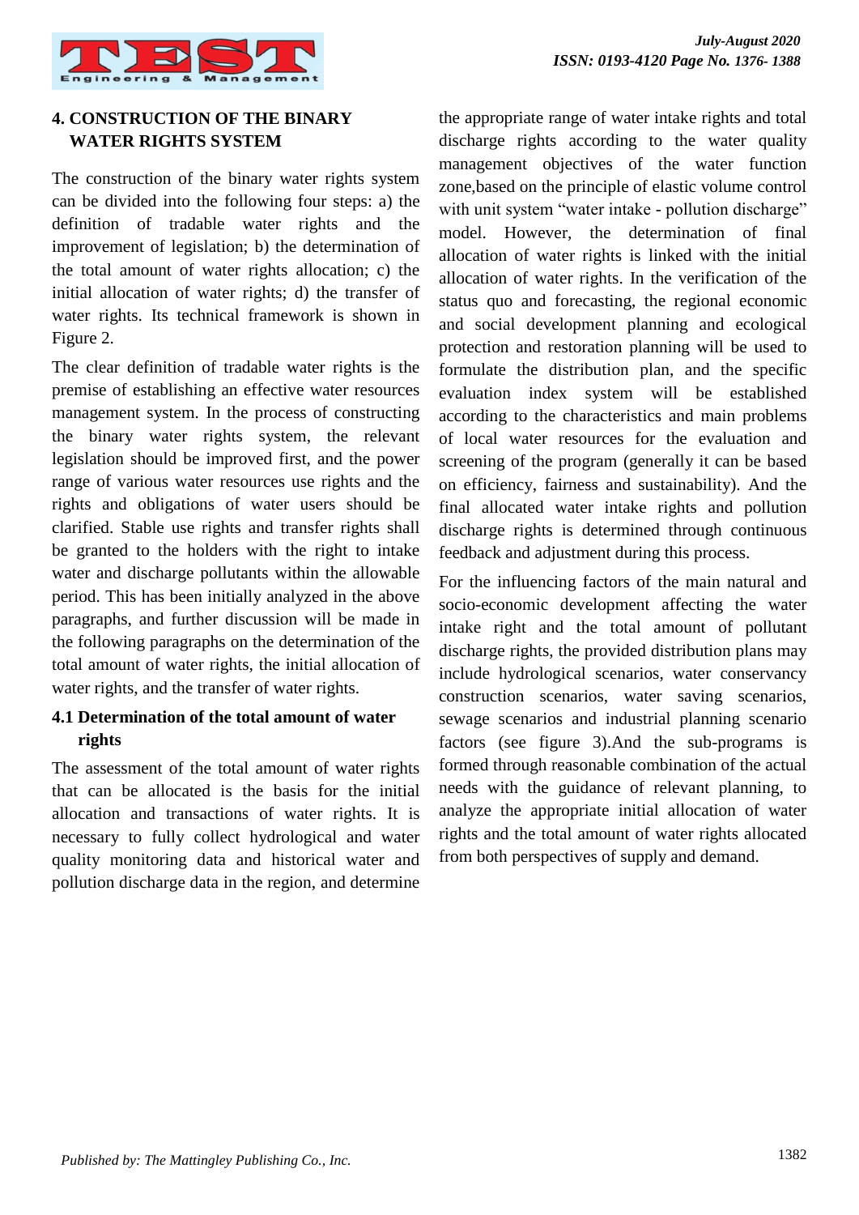## 4. CONSTRUCTION OF THE BINARY WATER RIGHTS SYSTEM

The construction of the binary water rights system can be divided into the following four steps: a) the definition of tradable water rights and the improvement of legislation; b) the determination of the total amount of water rights allocation; c) the initial allocation of water rights; d) the transfer of water rights. Its technical framework is shown in Figure 2.

The clear definition of tradable water rights is the premise of establishing an effective water resources management system. In the process of constructing the binary water rights system, the relevant legislation should be improved first, and the power range of various water resources use rights and the rights and obligations of water users should be clarified. Stable use rights and transfer rights shall be granted to the holders with the right to intake water and discharge pollutants within the allowable period. This has been initially analyzed in the above paragraphs, and further discussion will be made in the following paragraphs on the determination of the total amount of water rights, the initial allocation of water rights, and the transfer of water rights.

### 4.1 Determination of the total amount of water rights

The assessment of the total amount of water rights that can be allocated is the basis for the initial allocation and transactions of water rights. It is necessary to fully collect hydrological and water quality monitoring data and historical water and pollution discharge data in the region, and determine the appropriate range of water intake rights and total discharge rights according to the water quality management objectives of the water function zone,based on the principle of elastic volume control with unit system "water intake - pollution discharge" model. However, the determination of final allocation of water rights is linked with the initial allocation of water rights. In the verification of the status quo and forecasting, the regional economic and social development planning and ecological protection and restoration planning will be used to formulate the distribution plan, and the specific evaluation index system will be established according to the characteristics and main problems of local water resources for the evaluation and screening of the program (generally it can be based on efficiency, fairness and sustainability). And the final allocated water intake rights and pollution discharge rights is determined through continuous feedback and adjustment during this process.

For the influencing factors of the main natural and socio-economic development affecting the water intake right and the total amount of pollutant discharge rights, the provided distribution plans may include hydrological scenarios, water conservancy construction scenarios, water saving scenarios, sewage scenarios and industrial planning scenario factors (see figure 3).And the sub-programs is formed through reasonable combination of the actual needs with the guidance of relevant planning, to analyze the appropriate initial allocation of water rights and the total amount of water rights allocated from both perspectives of supply and demand.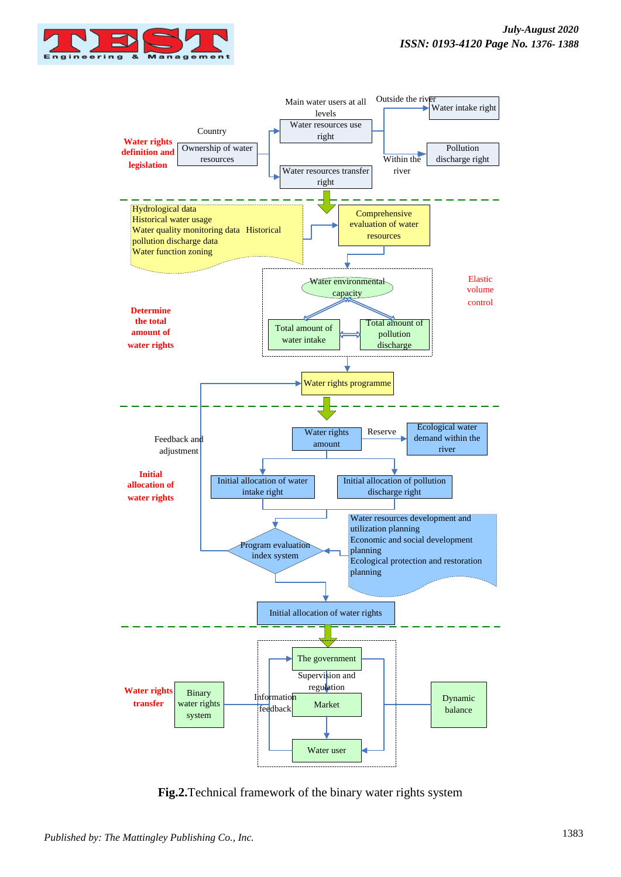Water rights definition and legislation

Country

Ownership of water resources

Main water users at all levels

Water resources use right

Water resources transfer right

Outside the river

Water intake right

Within the river

Pollution discharge right

Hydrological data
Historical water usage
Water quality monitoring data Historical pollution discharge data
Water function zoning

Comprehensive evaluation of water resources

Determine the total amount of water rights

Water environmental capacity

Total amount of water intake

Total amount of pollution discharge

Elastic volume control

Water rights programme

Feedback and adjustment

Initial allocation of water rights

Water rights amount

Reserve

Ecological water demand within the river

Initial allocation of water intake right

Initial allocation of pollution discharge right

Program evaluation index system

Water resources development and utilization planning
Economic and social development planning
Ecological protection and restoration planning

Initial allocation of water rights

Water rights transfer

Binary water rights system

The government

Supervision and regulation

Information feedback

Market

Water user

Dynamic balance

**Fig.2.**Technical framework of the binary water rights system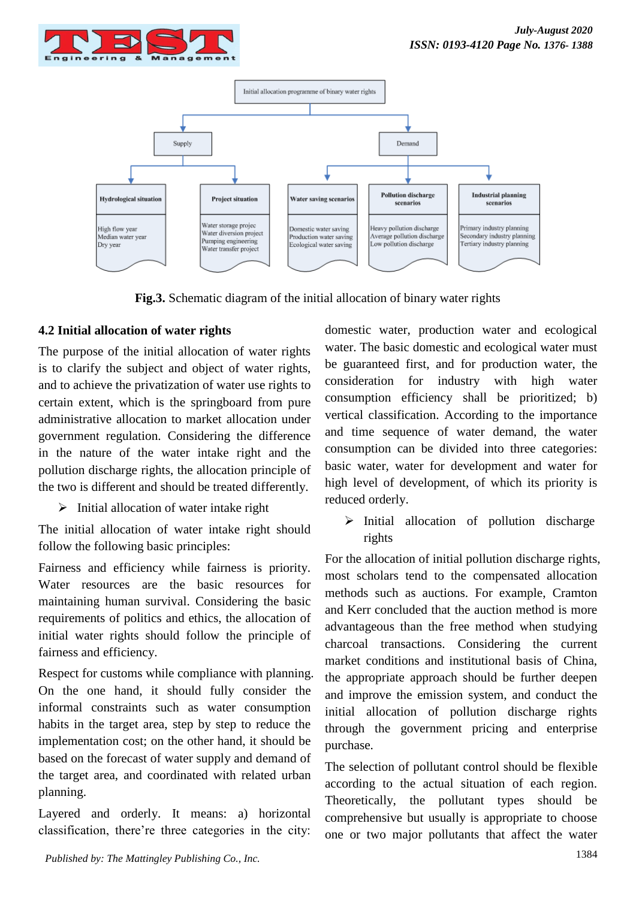**Fig.3.** Schematic diagram of the initial allocation of binary water rights

### 4.2 Initial allocation of water rights

The purpose of the initial allocation of water rights is to clarify the subject and object of water rights, and to achieve the privatization of water use rights to certain extent, which is the springboard from pure administrative allocation to market allocation under government regulation. Considering the difference in the nature of the water intake right and the pollution discharge rights, the allocation principle of the two is different and should be treated differently.

- Initial allocation of water intake right

The initial allocation of water intake right should follow the following basic principles:

Fairness and efficiency while fairness is priority. Water resources are the basic resources for maintaining human survival. Considering the basic requirements of politics and ethics, the allocation of initial water rights should follow the principle of fairness and efficiency.

Respect for customs while compliance with planning. On the one hand, it should fully consider the informal constraints such as water consumption habits in the target area, step by step to reduce the implementation cost; on the other hand, it should be based on the forecast of water supply and demand of the target area, and coordinated with related urban planning.

Layered and orderly. It means: a) horizontal classification, there're three categories in the city: domestic water, production water and ecological water. The basic domestic and ecological water must be guaranteed first, and for production water, the consideration for industry with high water consumption efficiency shall be prioritized; b) vertical classification. According to the importance and time sequence of water demand, the water consumption can be divided into three categories: basic water, water for development and water for high level of development, of which its priority is reduced orderly.

- Initial allocation of pollution discharge rights

For the allocation of initial pollution discharge rights, most scholars tend to the compensated allocation methods such as auctions. For example, Cramton and Kerr concluded that the auction method is more advantageous than the free method when studying charcoal transactions. Considering the current market conditions and institutional basis of China, the appropriate approach should be further deepen and improve the emission system, and conduct the initial allocation of pollution discharge rights through the government pricing and enterprise purchase.

The selection of pollutant control should be flexible according to the actual situation of each region. Theoretically, the pollutant types should be comprehensive but usually is appropriate to choose one or two major pollutants that affect the water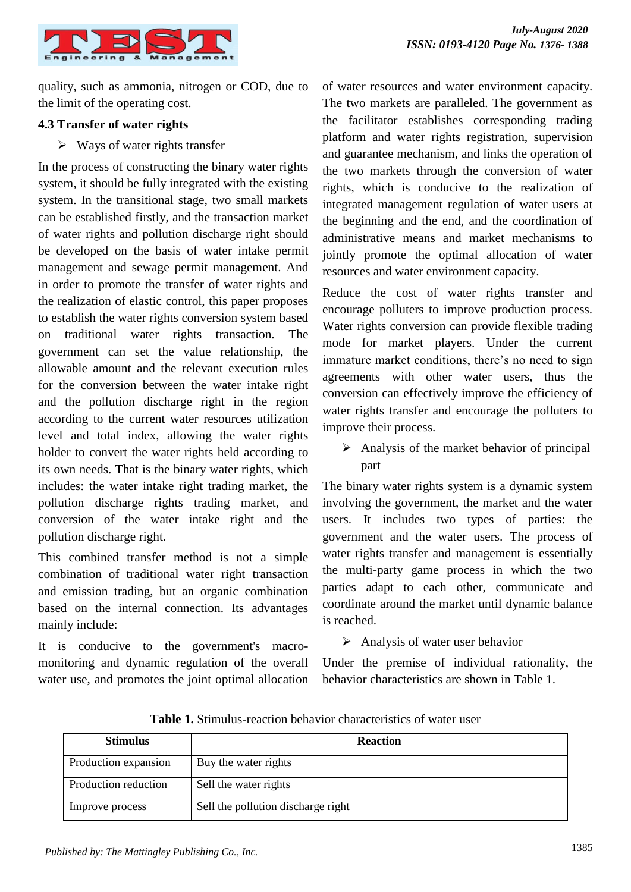quality, such as ammonia, nitrogen or COD, due to the limit of the operating cost.

### 4.3 Transfer of water rights

- Ways of water rights transfer

In the process of constructing the binary water rights system, it should be fully integrated with the existing system. In the transitional stage, two small markets can be established firstly, and the transaction market of water rights and pollution discharge right should be developed on the basis of water intake permit management and sewage permit management. And in order to promote the transfer of water rights and the realization of elastic control, this paper proposes to establish the water rights conversion system based on traditional water rights transaction. The government can set the value relationship, the allowable amount and the relevant execution rules for the conversion between the water intake right and the pollution discharge right in the region according to the current water resources utilization level and total index, allowing the water rights holder to convert the water rights held according to its own needs. That is the binary water rights, which includes: the water intake right trading market, the pollution discharge rights trading market, and conversion of the water intake right and the pollution discharge right.

This combined transfer method is not a simple combination of traditional water right transaction and emission trading, but an organic combination based on the internal connection. Its advantages mainly include:

It is conducive to the government's macro-monitoring and dynamic regulation of the overall water use, and promotes the joint optimal allocation of water resources and water environment capacity. The two markets are paralleled. The government as the facilitator establishes corresponding trading platform and water rights registration, supervision and guarantee mechanism, and links the operation of the two markets through the conversion of water rights, which is conducive to the realization of integrated management regulation of water users at the beginning and the end, and the coordination of administrative means and market mechanisms to jointly promote the optimal allocation of water resources and water environment capacity.

Reduce the cost of water rights transfer and encourage polluters to improve production process. Water rights conversion can provide flexible trading mode for market players. Under the current immature market conditions, there's no need to sign agreements with other water users, thus the conversion can effectively improve the efficiency of water rights transfer and encourage the polluters to improve their process.

- Analysis of the market behavior of principal part

The binary water rights system is a dynamic system involving the government, the market and the water users. It includes two types of parties: the government and the water users. The process of water rights transfer and management is essentially the multi-party game process in which the two parties adapt to each other, communicate and coordinate around the market until dynamic balance is reached.

- Analysis of water user behavior

Under the premise of individual rationality, the behavior characteristics are shown in Table 1.

**Table 1.** Stimulus-reaction behavior characteristics of water user

| Stimulus | Reaction |
| --- | --- |
| Production expansion | Buy the water rights |
| Production reduction | Sell the water rights |
| Improve process | Sell the pollution discharge right |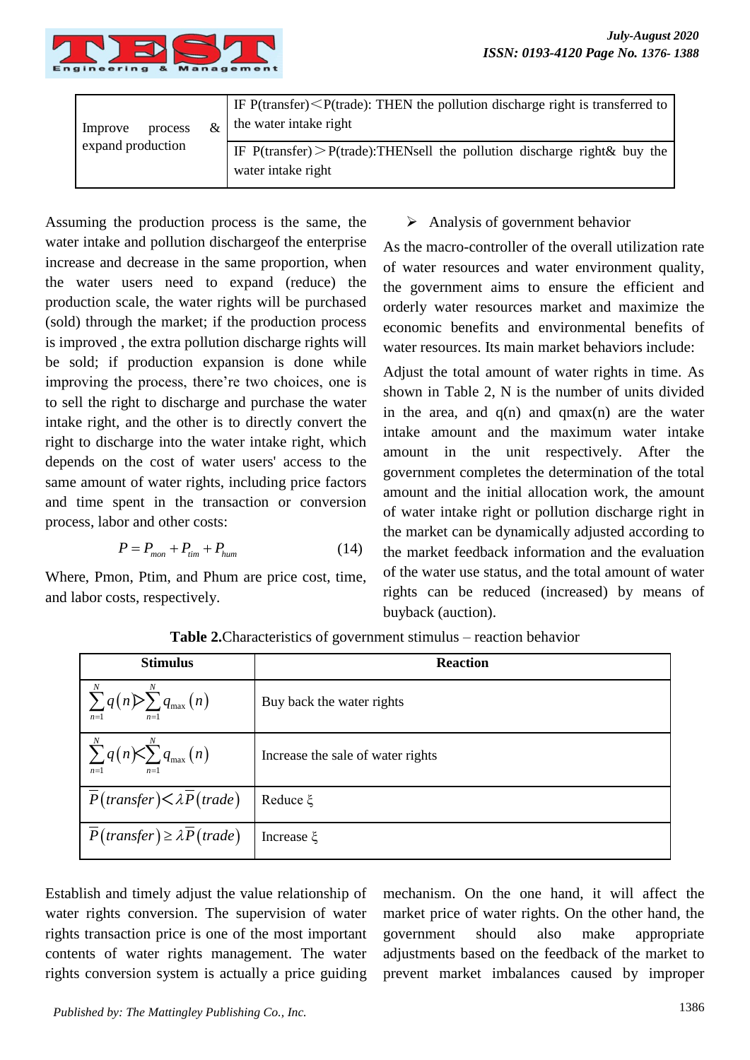| Improve process & expand production | IF P(transfer)＜P(trade): THEN the pollution discharge right is transferred to the water intake right |
|---|---|
| | IF P(transfer)＞P(trade):THENsell the pollution discharge right& buy the water intake right |

Assuming the production process is the same, the water intake and pollution dischargeof the enterprise increase and decrease in the same proportion, when the water users need to expand (reduce) the production scale, the water rights will be purchased (sold) through the market; if the production process is improved , the extra pollution discharge rights will be sold; if production expansion is done while improving the process, there're two choices, one is to sell the right to discharge and purchase the water intake right, and the other is to directly convert the right to discharge into the water intake right, which depends on the cost of water users' access to the same amount of water rights, including price factors and time spent in the transaction or conversion process, labor and other costs:

$$P = P_{mon} + P_{tim} + P_{hum} \tag{14}$$

Where, Pmon, Ptim, and Phum are price cost, time, and labor costs, respectively.

- Analysis of government behavior

As the macro-controller of the overall utilization rate of water resources and water environment quality, the government aims to ensure the efficient and orderly water resources market and maximize the economic benefits and environmental benefits of water resources. Its main market behaviors include:

Adjust the total amount of water rights in time. As shown in Table 2, N is the number of units divided in the area, and q(n) and qmax(n) are the water intake amount and the maximum water intake amount in the unit respectively. After the government completes the determination of the total amount and the initial allocation work, the amount of water intake right or pollution discharge right in the market can be dynamically adjusted according to the market feedback information and the evaluation of the water use status, and the total amount of water rights can be reduced (increased) by means of buyback (auction).

**Table 2.**Characteristics of government stimulus – reaction behavior

| Stimulus | Reaction |
|---|---|
| $\sum_{n=1}^{N} q(n) > \sum_{n=1}^{N} q_{\max}(n)$ | Buy back the water rights |
| $\sum_{n=1}^{N} q(n) < \sum_{n=1}^{N} q_{\max}(n)$ | Increase the sale of water rights |
| $\overline{P}(transfer) < \lambda \overline{P}(trade)$ | Reduce ξ |
| $\overline{P}(transfer) \geq \lambda \overline{P}(trade)$ | Increase ξ |

Establish and timely adjust the value relationship of water rights conversion. The supervision of water rights transaction price is one of the most important contents of water rights management. The water rights conversion system is actually a price guiding mechanism. On the one hand, it will affect the market price of water rights. On the other hand, the government should also make appropriate adjustments based on the feedback of the market to prevent market imbalances caused by improper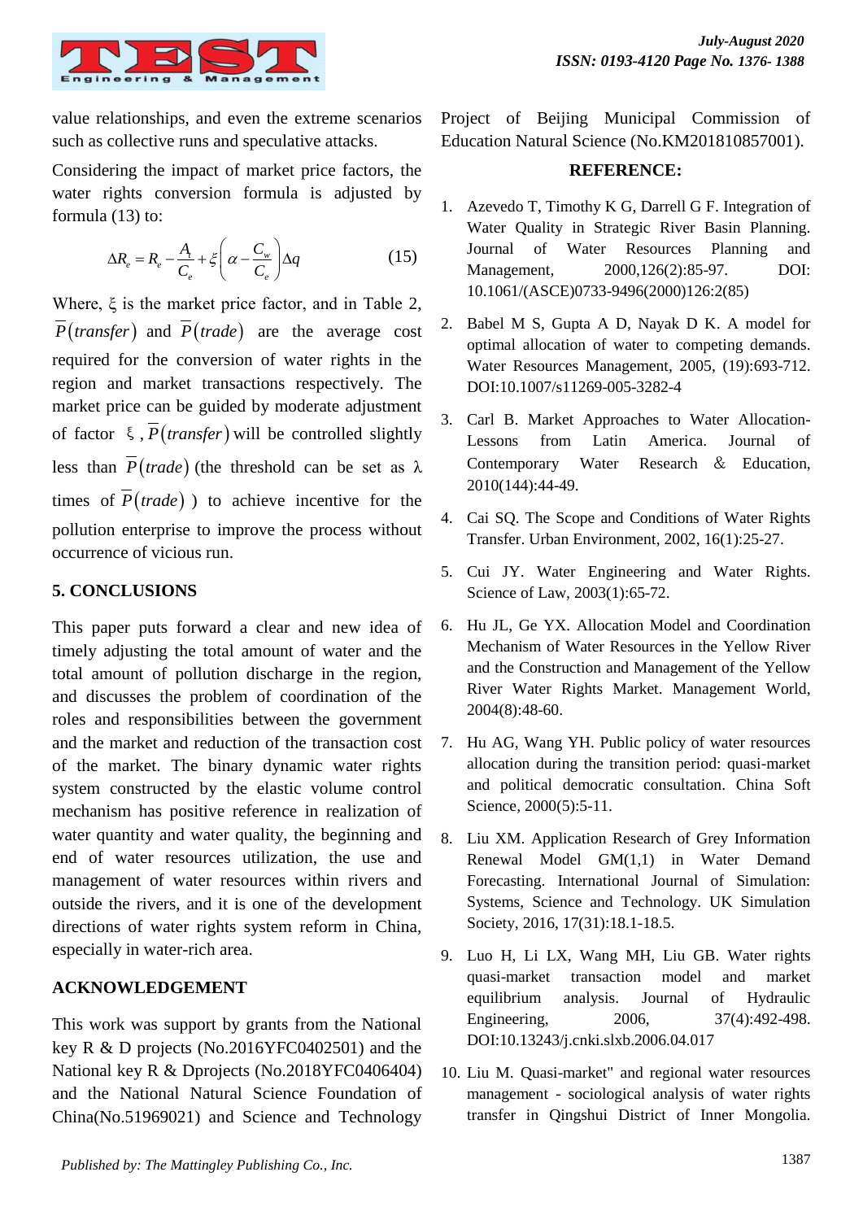value relationships, and even the extreme scenarios such as collective runs and speculative attacks.

Considering the impact of market price factors, the water rights conversion formula is adjusted by formula (13) to:

$$\Delta R_e = R_e - \frac{A_t}{C_e} + \xi \left( \alpha - \frac{C_w}{C_e} \right) \Delta q \tag{15}$$

Where, $\xi$ is the market price factor, and in Table 2, $\overline{P}(transfer)$ and $\overline{P}(trade)$ are the average cost required for the conversion of water rights in the region and market transactions respectively. The market price can be guided by moderate adjustment of factor $\xi$, $\overline{P}(transfer)$ will be controlled slightly less than $\overline{P}(trade)$ (the threshold can be set as $\lambda$ times of $\overline{P}(trade)$ ) to achieve incentive for the pollution enterprise to improve the process without occurrence of vicious run.

## 5. CONCLUSIONS

This paper puts forward a clear and new idea of timely adjusting the total amount of water and the total amount of pollution discharge in the region, and discusses the problem of coordination of the roles and responsibilities between the government and the market and reduction of the transaction cost of the market. The binary dynamic water rights system constructed by the elastic volume control mechanism has positive reference in realization of water quantity and water quality, the beginning and end of water resources utilization, the use and management of water resources within rivers and outside the rivers, and it is one of the development directions of water rights system reform in China, especially in water-rich area.

## ACKNOWLEDGEMENT

This work was support by grants from the National key R & D projects (No.2016YFC0402501) and the National key R & Dprojects (No.2018YFC0406404) and the National Natural Science Foundation of China(No.51969021) and Science and Technology Project of Beijing Municipal Commission of Education Natural Science (No.KM201810857001).

## REFERENCE:

1. Azevedo T, Timothy K G, Darrell G F. Integration of Water Quality in Strategic River Basin Planning. Journal of Water Resources Planning and Management, 2000,126(2):85-97. DOI: 10.1061/(ASCE)0733-9496(2000)126:2(85)
2. Babel M S, Gupta A D, Nayak D K. A model for optimal allocation of water to competing demands. Water Resources Management, 2005, (19):693-712. DOI:10.1007/s11269-005-3282-4
3. Carl B. Market Approaches to Water Allocation-Lessons from Latin America. Journal of Contemporary Water Research & Education, 2010(144):44-49.
4. Cai SQ. The Scope and Conditions of Water Rights Transfer. Urban Environment, 2002, 16(1):25-27.
5. Cui JY. Water Engineering and Water Rights. Science of Law, 2003(1):65-72.
6. Hu JL, Ge YX. Allocation Model and Coordination Mechanism of Water Resources in the Yellow River and the Construction and Management of the Yellow River Water Rights Market. Management World, 2004(8):48-60.
7. Hu AG, Wang YH. Public policy of water resources allocation during the transition period: quasi-market and political democratic consultation. China Soft Science, 2000(5):5-11.
8. Liu XM. Application Research of Grey Information Renewal Model GM(1,1) in Water Demand Forecasting. International Journal of Simulation: Systems, Science and Technology. UK Simulation Society, 2016, 17(31):18.1-18.5.
9. Luo H, Li LX, Wang MH, Liu GB. Water rights quasi-market transaction model and market equilibrium analysis. Journal of Hydraulic Engineering, 2006, 37(4):492-498. DOI:10.13243/j.cnki.slxb.2006.04.017
10. Liu M. Quasi-market" and regional water resources management - sociological analysis of water rights transfer in Qingshui District of Inner Mongolia.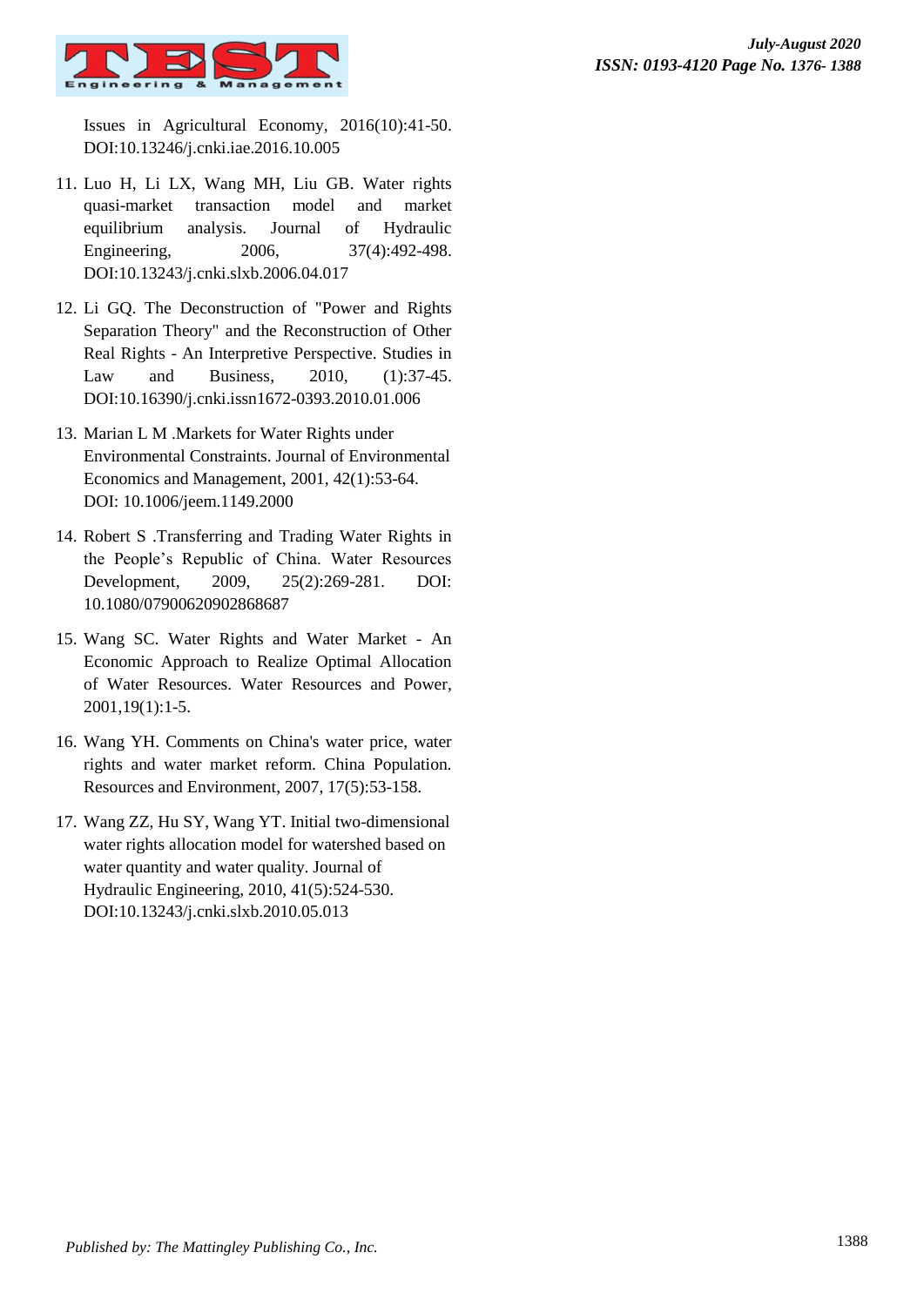Issues in Agricultural Economy, 2016(10):41-50. DOI:10.13246/j.cnki.iae.2016.10.005

11. Luo H, Li LX, Wang MH, Liu GB. Water rights quasi-market transaction model and market equilibrium analysis. Journal of Hydraulic Engineering, 2006, 37(4):492-498. DOI:10.13243/j.cnki.slxb.2006.04.017
12. Li GQ. The Deconstruction of "Power and Rights Separation Theory" and the Reconstruction of Other Real Rights - An Interpretive Perspective. Studies in Law and Business, 2010, (1):37-45. DOI:10.16390/j.cnki.issn1672-0393.2010.01.006
13. Marian L M .Markets for Water Rights under Environmental Constraints. Journal of Environmental Economics and Management, 2001, 42(1):53-64. DOI: 10.1006/jeem.1149.2000
14. Robert S .Transferring and Trading Water Rights in the People's Republic of China. Water Resources Development, 2009, 25(2):269-281. DOI: 10.1080/07900620902868687
15. Wang SC. Water Rights and Water Market - An Economic Approach to Realize Optimal Allocation of Water Resources. Water Resources and Power, 2001,19(1):1-5.
16. Wang YH. Comments on China's water price, water rights and water market reform. China Population. Resources and Environment, 2007, 17(5):53-158.
17. Wang ZZ, Hu SY, Wang YT. Initial two-dimensional water rights allocation model for watershed based on water quantity and water quality. Journal of Hydraulic Engineering, 2010, 41(5):524-530. DOI:10.13243/j.cnki.slxb.2010.05.013